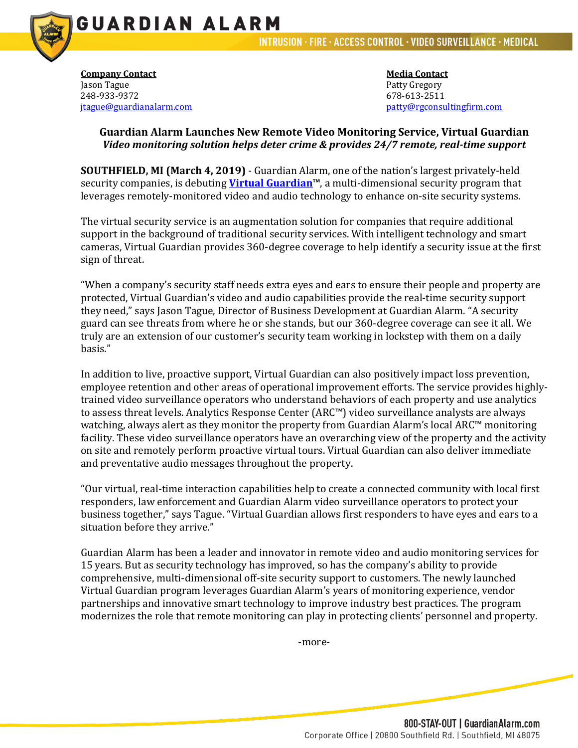GUARDIAN ALARM

INTRUSION · FIRE · ACCESS CONTROL · VIDEO SURVEILLANCE · MEDICAL

**Company Contact**
Jason Tague
248-933-9372
jtague@guardianalarm.com

**Media Contact**
Patty Gregory
678-613-2511
patty@rgconsultingfirm.com

## Guardian Alarm Launches New Remote Video Monitoring Service, Virtual Guardian

***Video monitoring solution helps deter crime & provides 24/7 remote, real-time support***

**SOUTHFIELD, MI (March 4, 2019)** - Guardian Alarm, one of the nation's largest privately-held security companies, is debuting **Virtual Guardian™**, a multi-dimensional security program that leverages remotely-monitored video and audio technology to enhance on-site security systems.

The virtual security service is an augmentation solution for companies that require additional support in the background of traditional security services. With intelligent technology and smart cameras, Virtual Guardian provides 360-degree coverage to help identify a security issue at the first sign of threat.

"When a company's security staff needs extra eyes and ears to ensure their people and property are protected, Virtual Guardian's video and audio capabilities provide the real-time security support they need," says Jason Tague, Director of Business Development at Guardian Alarm. "A security guard can see threats from where he or she stands, but our 360-degree coverage can see it all. We truly are an extension of our customer's security team working in lockstep with them on a daily basis."

In addition to live, proactive support, Virtual Guardian can also positively impact loss prevention, employee retention and other areas of operational improvement efforts. The service provides highly-trained video surveillance operators who understand behaviors of each property and use analytics to assess threat levels. Analytics Response Center (ARC™) video surveillance analysts are always watching, always alert as they monitor the property from Guardian Alarm's local ARC™ monitoring facility. These video surveillance operators have an overarching view of the property and the activity on site and remotely perform proactive virtual tours. Virtual Guardian can also deliver immediate and preventative audio messages throughout the property.

"Our virtual, real-time interaction capabilities help to create a connected community with local first responders, law enforcement and Guardian Alarm video surveillance operators to protect your business together," says Tague. "Virtual Guardian allows first responders to have eyes and ears to a situation before they arrive."

Guardian Alarm has been a leader and innovator in remote video and audio monitoring services for 15 years. But as security technology has improved, so has the company's ability to provide comprehensive, multi-dimensional off-site security support to customers. The newly launched Virtual Guardian program leverages Guardian Alarm's years of monitoring experience, vendor partnerships and innovative smart technology to improve industry best practices. The program modernizes the role that remote monitoring can play in protecting clients' personnel and property.

-more-

800-STAY-OUT | GuardianAlarm.com
Corporate Office | 20800 Southfield Rd. | Southfield, MI 48075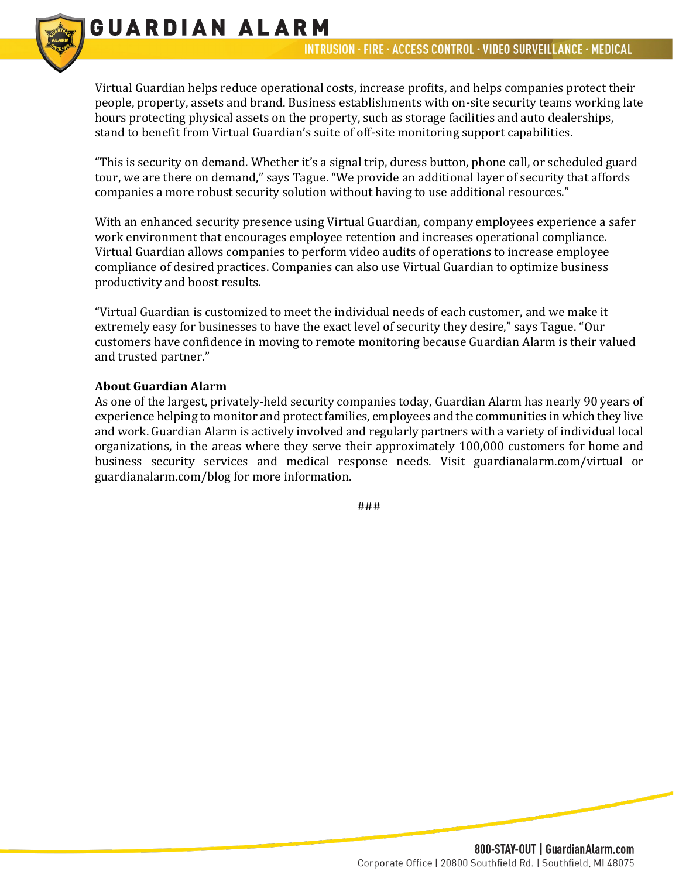Virtual Guardian helps reduce operational costs, increase profits, and helps companies protect their people, property, assets and brand. Business establishments with on-site security teams working late hours protecting physical assets on the property, such as storage facilities and auto dealerships, stand to benefit from Virtual Guardian's suite of off-site monitoring support capabilities.

"This is security on demand. Whether it's a signal trip, duress button, phone call, or scheduled guard tour, we are there on demand," says Tague. "We provide an additional layer of security that affords companies a more robust security solution without having to use additional resources."

With an enhanced security presence using Virtual Guardian, company employees experience a safer work environment that encourages employee retention and increases operational compliance. Virtual Guardian allows companies to perform video audits of operations to increase employee compliance of desired practices. Companies can also use Virtual Guardian to optimize business productivity and boost results.

"Virtual Guardian is customized to meet the individual needs of each customer, and we make it extremely easy for businesses to have the exact level of security they desire," says Tague. "Our customers have confidence in moving to remote monitoring because Guardian Alarm is their valued and trusted partner."

**About Guardian Alarm**

As one of the largest, privately-held security companies today, Guardian Alarm has nearly 90 years of experience helping to monitor and protect families, employees and the communities in which they live and work. Guardian Alarm is actively involved and regularly partners with a variety of individual local organizations, in the areas where they serve their approximately 100,000 customers for home and business security services and medical response needs. Visit guardianalarm.com/virtual or guardianalarm.com/blog for more information.

###